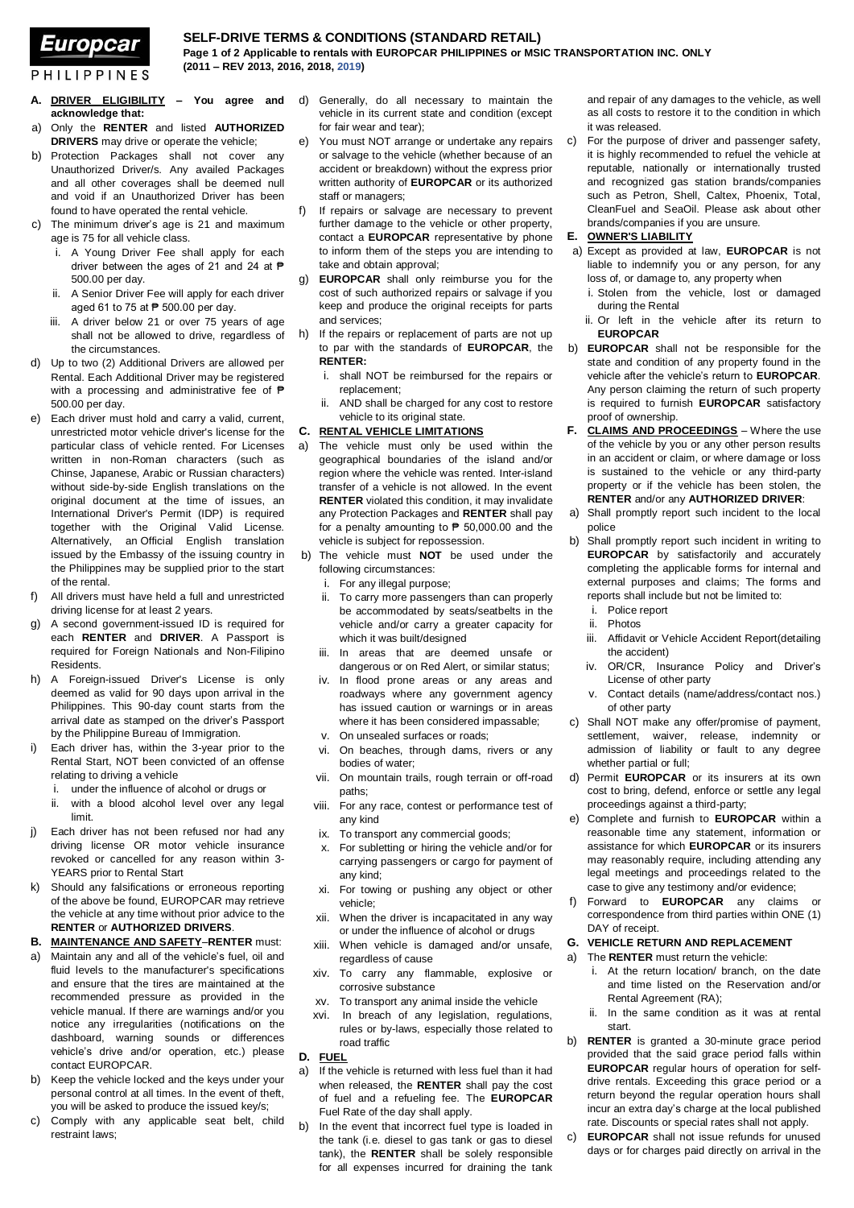Europcar PHILIPPINES

# SELF-DRIVE TERMS & CONDITIONS (STANDARD RETAIL)

**Applicable to rentals with EUROPCAR PHILIPPINES or MSIC TRANSPORTATION INC. ONLY**
**(2011 – REV 2013, 2016, 2018, 2019)**

## A. DRIVER ELIGIBILITY – You agree and acknowledge that:

a) Only the **RENTER** and listed **AUTHORIZED DRIVERS** may drive or operate the vehicle;

b) Protection Packages shall not cover any Unauthorized Driver/s. Any availed Packages and all other coverages shall be deemed null and void if an Unauthorized Driver has been found to have operated the rental vehicle.

c) The minimum driver's age is 21 and maximum age is 75 for all vehicle class.
   i. A Young Driver Fee shall apply for each driver between the ages of 21 and 24 at ₱ 500.00 per day.
   ii. A Senior Driver Fee will apply for each driver aged 61 to 75 at ₱ 500.00 per day.
   iii. A driver below 21 or over 75 years of age shall not be allowed to drive, regardless of the circumstances.

d) Up to two (2) Additional Drivers are allowed per Rental. Each Additional Driver may be registered with a processing and administrative fee of ₱ 500.00 per day.

e) Each driver must hold and carry a valid, current, unrestricted motor vehicle driver's license for the particular class of vehicle rented. For Licenses written in non-Roman characters (such as Chinse, Japanese, Arabic or Russian characters) without side-by-side English translations on the original document at the time of issues, an International Driver's Permit (IDP) is required together with the Original Valid License. Alternatively, an Official English translation issued by the Embassy of the issuing country in the Philippines may be supplied prior to the start of the rental.

f) All drivers must have held a full and unrestricted driving license for at least 2 years.

g) A second government-issued ID is required for each **RENTER** and **DRIVER**. A Passport is required for Foreign Nationals and Non-Filipino Residents.

h) A Foreign-issued Driver's License is only deemed as valid for 90 days upon arrival in the Philippines. This 90-day count starts from the arrival date as stamped on the driver's Passport by the Philippine Bureau of Immigration.

i) Each driver has, within the 3-year prior to the Rental Start, NOT been convicted of an offense relating to driving a vehicle
   i. under the influence of alcohol or drugs or
   ii. with a blood alcohol level over any legal limit.

j) Each driver has not been refused nor had any driving license OR motor vehicle insurance revoked or cancelled for any reason within 3-YEARS prior to Rental Start

k) Should any falsifications or erroneous reporting of the above be found, EUROPCAR may retrieve the vehicle at any time without prior advice to the **RENTER** or **AUTHORIZED DRIVERS**.

## B. MAINTENANCE AND SAFETY–RENTER must:

a) Maintain any and all of the vehicle's fuel, oil and fluid levels to the manufacturer's specifications and ensure that the tires are maintained at the recommended pressure as provided in the vehicle manual. If there are warnings and/or you notice any irregularities (notifications on the dashboard, warning sounds or differences vehicle's drive and/or operation, etc.) please contact EUROPCAR.

b) Keep the vehicle locked and the keys under your personal control at all times. In the event of theft, you will be asked to produce the issued key/s;

c) Comply with any applicable seat belt, child restraint laws;

d) Generally, do all necessary to maintain the vehicle in its current state and condition (except for fair wear and tear);

e) You must NOT arrange or undertake any repairs or salvage to the vehicle (whether because of an accident or breakdown) without the express prior written authority of **EUROPCAR** or its authorized staff or managers;

f) If repairs or salvage are necessary to prevent further damage to the vehicle or other property, contact a **EUROPCAR** representative by phone to inform them of the steps you are intending to take and obtain approval;

g) **EUROPCAR** shall only reimburse you for the cost of such authorized repairs or salvage if you keep and produce the original receipts for parts and services;

h) If the repairs or replacement of parts are not up to par with the standards of **EUROPCAR**, the **RENTER:**
   i. shall NOT be reimbursed for the repairs or replacement;
   ii. AND shall be charged for any cost to restore vehicle to its original state.

## C. RENTAL VEHICLE LIMITATIONS

a) The vehicle must only be used within the geographical boundaries of the island and/or region where the vehicle was rented. Inter-island transfer of a vehicle is not allowed. In the event **RENTER** violated this condition, it may invalidate any Protection Packages and **RENTER** shall pay for a penalty amounting to ₱ 50,000.00 and the vehicle is subject for repossession.

b) The vehicle must **NOT** be used under the following circumstances:
   i. For any illegal purpose;
   ii. To carry more passengers than can properly be accommodated by seats/seatbelts in the vehicle and/or carry a greater capacity for which it was built/designed
   iii. In areas that are deemed unsafe or dangerous or on Red Alert, or similar status;
   iv. In flood prone areas or any areas and roadways where any government agency has issued caution or warnings or in areas where it has been considered impassable;
   v. On unsealed surfaces or roads;
   vi. On beaches, through dams, rivers or any bodies of water;
   vii. On mountain trails, rough terrain or off-road paths;
   viii. For any race, contest or performance test of any kind
   ix. To transport any commercial goods;
   x. For subletting or hiring the vehicle and/or for carrying passengers or cargo for payment of any kind;
   xi. For towing or pushing any object or other vehicle;
   xii. When the driver is incapacitated in any way or under the influence of alcohol or drugs
   xiii. When vehicle is damaged and/or unsafe, regardless of cause
   xiv. To carry any flammable, explosive or corrosive substance
   xv. To transport any animal inside the vehicle
   xvi. In breach of any legislation, regulations, rules or by-laws, especially those related to road traffic

## D. FUEL

a) If the vehicle is returned with less fuel than it had when released, the **RENTER** shall pay the cost of fuel and a refueling fee. The **EUROPCAR** Fuel Rate of the day shall apply.

b) In the event that incorrect fuel type is loaded in the tank (i.e. diesel to gas tank or gas to diesel tank), the **RENTER** shall be solely responsible for all expenses incurred for draining the tank and repair of any damages to the vehicle, as well as all costs to restore it to the condition in which it was released.

c) For the purpose of driver and passenger safety, it is highly recommended to refuel the vehicle at reputable, nationally or internationally trusted and recognized gas station brands/companies such as Petron, Shell, Caltex, Phoenix, Total, CleanFuel and SeaOil. Please ask about other brands/companies if you are unsure.

## E. OWNER'S LIABILITY

a) Except as provided at law, **EUROPCAR** is not liable to indemnify you or any person, for any loss of, or damage to, any property when
   i. Stolen from the vehicle, lost or damaged during the Rental
   ii. Or left in the vehicle after its return to **EUROPCAR**

b) **EUROPCAR** shall not be responsible for the state and condition of any property found in the vehicle after the vehicle's return to **EUROPCAR**. Any person claiming the return of such property is required to furnish **EUROPCAR** satisfactory proof of ownership.

## F. CLAIMS AND PROCEEDINGS

– Where the use of the vehicle by you or any other person results in an accident or claim, or where damage or loss is sustained to the vehicle or any third-party property or if the vehicle has been stolen, the **RENTER** and/or any **AUTHORIZED DRIVER**:

a) Shall promptly report such incident to the local police

b) Shall promptly report such incident in writing to **EUROPCAR** by satisfactorily and accurately completing the applicable forms for internal and external purposes and claims; The forms and reports shall include but not be limited to:
   i. Police report
   ii. Photos
   iii. Affidavit or Vehicle Accident Report(detailing the accident)
   iv. OR/CR, Insurance Policy and Driver's License of other party
   v. Contact details (name/address/contact nos.) of other party

c) Shall NOT make any offer/promise of payment, settlement, waiver, release, indemnity or admission of liability or fault to any degree whether partial or full;

d) Permit **EUROPCAR** or its insurers at its own cost to bring, defend, enforce or settle any legal proceedings against a third-party;

e) Complete and furnish to **EUROPCAR** within a reasonable time any statement, information or assistance for which **EUROPCAR** or its insurers may reasonably require, including attending any legal meetings and proceedings related to the case to give any testimony and/or evidence;

f) Forward to **EUROPCAR** any claims or correspondence from third parties within ONE (1) DAY of receipt.

## G. VEHICLE RETURN AND REPLACEMENT

a) The **RENTER** must return the vehicle:
   i. At the return location/ branch, on the date and time listed on the Reservation and/or Rental Agreement (RA);
   ii. In the same condition as it was at rental start.

b) **RENTER** is granted a 30-minute grace period provided that the said grace period falls within **EUROPCAR** regular hours of operation for self-drive rentals. Exceeding this grace period or a return beyond the regular operation hours shall incur an extra day's charge at the local published rate. Discounts or special rates shall not apply.

c) **EUROPCAR** shall not issue refunds for unused days or for charges paid directly on arrival in the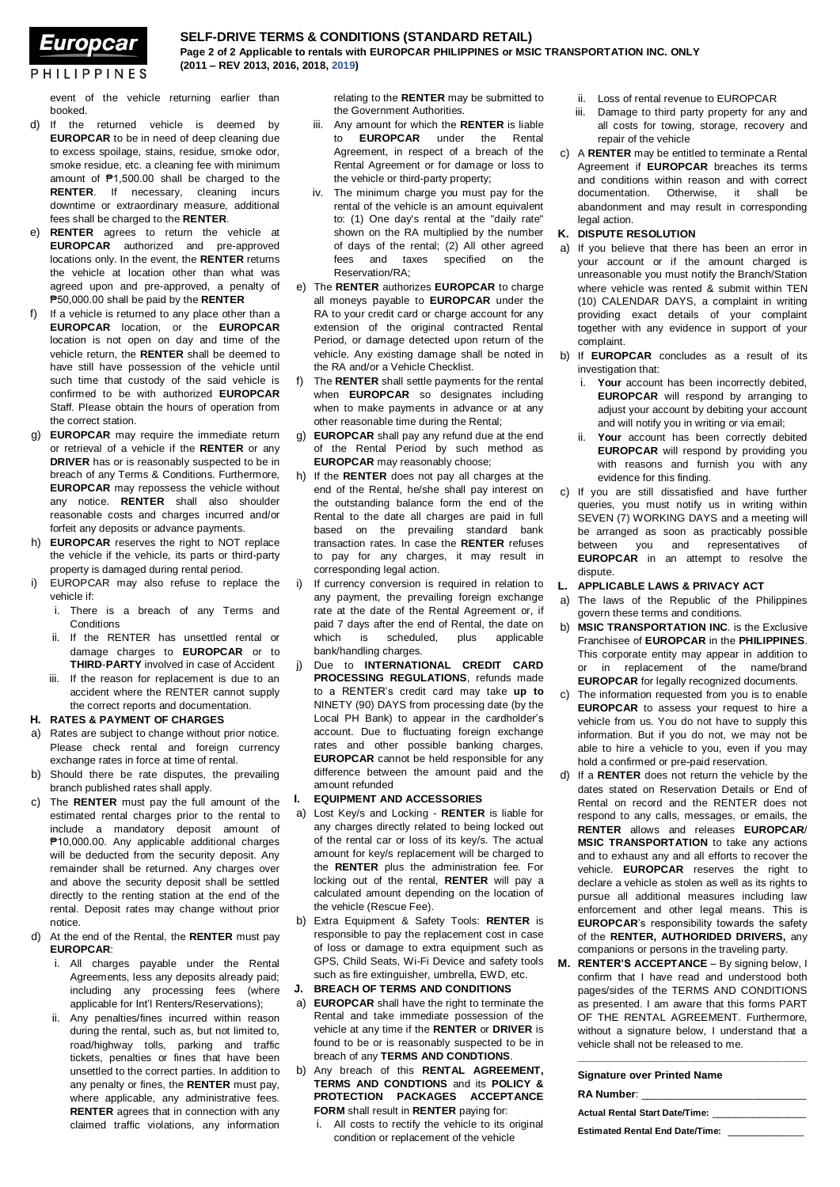event of the vehicle returning earlier than booked.

d) If the returned vehicle is deemed by **EUROPCAR** to be in need of deep cleaning due to excess spoilage, stains, residue, smoke odor, smoke residue, etc. a cleaning fee with minimum amount of ₱1,500.00 shall be charged to the **RENTER**. If necessary, cleaning incurs downtime or extraordinary measure, additional fees shall be charged to the **RENTER**.

e) **RENTER** agrees to return the vehicle at **EUROPCAR** authorized and pre-approved locations only. In the event, the **RENTER** returns the vehicle at location other than what was agreed upon and pre-approved, a penalty of ₱50,000.00 shall be paid by the **RENTER**

f) If a vehicle is returned to any place other than a **EUROPCAR** location, or the **EUROPCAR** location is not open on day and time of the vehicle return, the **RENTER** shall be deemed to have still have possession of the vehicle until such time that custody of the said vehicle is confirmed to be with authorized **EUROPCAR** Staff. Please obtain the hours of operation from the correct station.

g) **EUROPCAR** may require the immediate return or retrieval of a vehicle if the **RENTER** or any **DRIVER** has or is reasonably suspected to be in breach of any Terms & Conditions. Furthermore, **EUROPCAR** may repossess the vehicle without any notice. **RENTER** shall also shoulder reasonable costs and charges incurred and/or forfeit any deposits or advance payments.

h) **EUROPCAR** reserves the right to NOT replace the vehicle if the vehicle, its parts or third-party property is damaged during rental period.

i) EUROPCAR may also refuse to replace the vehicle if:
   i. There is a breach of any Terms and Conditions
   ii. If the RENTER has unsettled rental or damage charges to **EUROPCAR** or to **THIRD-PARTY** involved in case of Accident
   iii. If the reason for replacement is due to an accident where the RENTER cannot supply the correct reports and documentation.

**H. RATES & PAYMENT OF CHARGES**

a) Rates are subject to change without prior notice. Please check rental and foreign currency exchange rates in force at time of rental.

b) Should there be rate disputes, the prevailing branch published rates shall apply.

c) The **RENTER** must pay the full amount of the estimated rental charges prior to the rental to include a mandatory deposit amount of ₱10,000.00. Any applicable additional charges will be deducted from the security deposit. Any remainder shall be returned. Any charges over and above the security deposit shall be settled directly to the renting station at the end of the rental. Deposit rates may change without prior notice.

d) At the end of the Rental, the **RENTER** must pay **EUROPCAR**:
   i. All charges payable under the Rental Agreements, less any deposits already paid; including any processing fees (where applicable for Int'l Renters/Reservations);
   ii. Any penalties/fines incurred within reason during the rental, such as, but not limited to, road/highway tolls, parking and traffic tickets, penalties or fines that have been unsettled to the correct parties. In addition to any penalty or fines, the **RENTER** must pay, where applicable, any administrative fees. **RENTER** agrees that in connection with any claimed traffic violations, any information relating to the **RENTER** may be submitted to the Government Authorities.
   iii. Any amount for which the **RENTER** is liable to **EUROPCAR** under the Rental Agreement, in respect of a breach of the Rental Agreement or for damage or loss to the vehicle or third-party property;
   iv. The minimum charge you must pay for the rental of the vehicle is an amount equivalent to: (1) One day's rental at the "daily rate" shown on the RA multiplied by the number of days of the rental; (2) All other agreed fees and taxes specified on the Reservation/RA;

e) The **RENTER** authorizes **EUROPCAR** to charge all moneys payable to **EUROPCAR** under the RA to your credit card or charge account for any extension of the original contracted Rental Period, or damage detected upon return of the vehicle. Any existing damage shall be noted in the RA and/or a Vehicle Checklist.

f) The **RENTER** shall settle payments for the rental when **EUROPCAR** so designates including when to make payments in advance or at any other reasonable time during the Rental;

g) **EUROPCAR** shall pay any refund due at the end of the Rental Period by such method as **EUROPCAR** may reasonably choose;

h) If the **RENTER** does not pay all charges at the end of the Rental, he/she shall pay interest on the outstanding balance form the end of the Rental to the date all charges are paid in full based on the prevailing standard bank transaction rates. In case the **RENTER** refuses to pay for any charges, it may result in corresponding legal action.

i) If currency conversion is required in relation to any payment, the prevailing foreign exchange rate at the date of the Rental Agreement or, if paid 7 days after the end of Rental, the date on which is scheduled, plus applicable bank/handling charges.

j) Due to **INTERNATIONAL CREDIT CARD PROCESSING REGULATIONS**, refunds made to a RENTER's credit card may take **up to** NINETY (90) DAYS from processing date (by the Local PH Bank) to appear in the cardholder's account. Due to fluctuating foreign exchange rates and other possible banking charges, **EUROPCAR** cannot be held responsible for any difference between the amount paid and the amount refunded

**I. EQUIPMENT AND ACCESSORIES**

a) Lost Key/s and Locking - **RENTER** is liable for any charges directly related to being locked out of the rental car or loss of its key/s. The actual amount for key/s replacement will be charged to the **RENTER** plus the administration fee. For locking out of the rental, **RENTER** will pay a calculated amount depending on the location of the vehicle (Rescue Fee).

b) Extra Equipment & Safety Tools: **RENTER** is responsible to pay the replacement cost in case of loss or damage to extra equipment such as GPS, Child Seats, Wi-Fi Device and safety tools such as fire extinguisher, umbrella, EWD, etc.

**J. BREACH OF TERMS AND CONDITIONS**

a) **EUROPCAR** shall have the right to terminate the Rental and take immediate possession of the vehicle at any time if the **RENTER** or **DRIVER** is found to be or is reasonably suspected to be in breach of any **TERMS AND CONDTIONS**.

b) Any breach of this **RENTAL AGREEMENT, TERMS AND CONDTIONS** and its **POLICY & PROTECTION PACKAGES ACCEPTANCE FORM** shall result in **RENTER** paying for:
   i. All costs to rectify the vehicle to its original condition or replacement of the vehicle
   ii. Loss of rental revenue to EUROPCAR
   iii. Damage to third party property for any and all costs for towing, storage, recovery and repair of the vehicle

c) A **RENTER** may be entitled to terminate a Rental Agreement if **EUROPCAR** breaches its terms and conditions within reason and with correct documentation. Otherwise, it shall be abandonment and may result in corresponding legal action.

**K. DISPUTE RESOLUTION**

a) If you believe that there has been an error in your account or if the amount charged is unreasonable you must notify the Branch/Station where vehicle was rented & submit within TEN (10) CALENDAR DAYS, a complaint in writing providing exact details of your complaint together with any evidence in support of your complaint.

b) If **EUROPCAR** concludes as a result of its investigation that:
   i. **Your** account has been incorrectly debited, **EUROPCAR** will respond by arranging to adjust your account by debiting your account and will notify you in writing or via email;
   ii. **Your** account has been correctly debited **EUROPCAR** will respond by providing you with reasons and furnish you with any evidence for this finding.

c) If you are still dissatisfied and have further queries, you must notify us in writing within SEVEN (7) WORKING DAYS and a meeting will be arranged as soon as practicably possible between you and representatives of **EUROPCAR** in an attempt to resolve the dispute.

**L. APPLICABLE LAWS & PRIVACY ACT**

a) The laws of the Republic of the Philippines govern these terms and conditions.

b) **MSIC TRANSPORTATION INC**. is the Exclusive Franchisee of **EUROPCAR** in the **PHILIPPINES**. This corporate entity may appear in addition to or in replacement of the name/brand **EUROPCAR** for legally recognized documents.

c) The information requested from you is to enable **EUROPCAR** to assess your request to hire a vehicle from us. You do not have to supply this information. But if you do not, we may not be able to hire a vehicle to you, even if you may hold a confirmed or pre-paid reservation.

d) If a **RENTER** does not return the vehicle by the dates stated on Reservation Details or End of Rental on record and the RENTER does not respond to any calls, messages, or emails, the **RENTER** allows and releases **EUROPCAR**/ **MSIC TRANSPORTATION** to take any actions and to exhaust any and all efforts to recover the vehicle. **EUROPCAR** reserves the right to declare a vehicle as stolen as well as its rights to pursue all additional measures including law enforcement and other legal means. This is **EUROPCAR**'s responsibility towards the safety of the **RENTER, AUTHORIDED DRIVERS,** any companions or persons in the traveling party.

**M. RENTER'S ACCEPTANCE** – By signing below, I confirm that I have read and understood both pages/sides of the TERMS AND CONDITIONS as presented. I am aware that this forms PART OF THE RENTAL AGREEMENT. Furthermore, without a signature below, I understand that a vehicle shall not be released to me.

\_\_\_\_\_\_\_\_\_\_\_\_\_\_\_\_\_\_\_\_\_\_\_\_\_\_\_\_\_\_\_\_\_\_\_\_\_\_\_\_

**Signature over Printed Name**

**RA Number**: \_\_\_\_\_\_\_\_\_\_\_\_\_\_\_\_\_\_\_\_\_\_\_\_\_\_\_

**Actual Rental Start Date/Time:** \_\_\_\_\_\_\_\_\_\_\_\_\_\_\_\_\_

**Estimated Rental End Date/Time:** \_\_\_\_\_\_\_\_\_\_\_\_\_\_